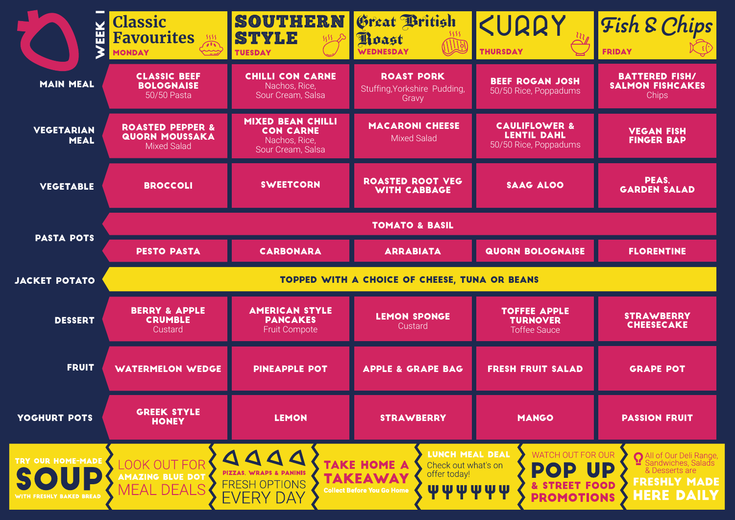# WEEK 1

| | Classic Favourites MONDAY | SOUTHERN STYLE TUESDAY | Great British Roast WEDNESDAY | CURRY THURSDAY | Fish & Chips FRIDAY |
|---|---|---|---|---|---|
| **MAIN MEAL** | **CLASSIC BEEF BOLOGNAISE** 50/50 Pasta | **CHILLI CON CARNE** Nachos, Rice, Sour Cream, Salsa | **ROAST PORK** Stuffing,Yorkshire Pudding, Gravy | **BEEF ROGAN JOSH** 50/50 Rice, Poppadums | **BATTERED FISH/ SALMON FISHCAKES** Chips |
| **VEGETARIAN MEAL** | **ROASTED PEPPER & QUORN MOUSSAKA** Mixed Salad | **MIXED BEAN CHILLI CON CARNE** Nachos, Rice, Sour Cream, Salsa | **MACARONI CHEESE** Mixed Salad | **CAULIFLOWER & LENTIL DAHL** 50/50 Rice, Poppadums | **VEGAN FISH FINGER BAP** |
| **VEGETABLE** | BROCCOLI | SWEETCORN | ROASTED ROOT VEG WITH CABBAGE | SAAG ALOO | PEAS, GARDEN SALAD |
| **PASTA POTS** | TOMATO & BASIL | | | | |
| | PESTO PASTA | CARBONARA | ARRABIATA | QUORN BOLOGNAISE | FLORENTINE |
| **JACKET POTATO** | TOPPED WITH A CHOICE OF CHEESE, TUNA OR BEANS | | | | |
| **DESSERT** | **BERRY & APPLE CRUMBLE** Custard | **AMERICAN STYLE PANCAKES** Fruit Compote | **LEMON SPONGE** Custard | **TOFFEE APPLE TURNOVER** Toffee Sauce | **STRAWBERRY CHEESECAKE** |
| **FRUIT** | WATERMELON WEDGE | PINEAPPLE POT | APPLE & GRAPE BAG | FRESH FRUIT SALAD | GRAPE POT |
| **YOGHURT POTS** | GREEK STYLE HONEY | LEMON | STRAWBERRY | MANGO | PASSION FRUIT |

TRY OUR HOME-MADE **SOUP** WITH FRESHLY BAKED BREAD

LOOK OUT FOR AMAZING BLUE DOT MEAL DEALS

PIZZAS, WRAPS & PANINIS FRESH OPTIONS EVERY DAY

**TAKE HOME A TAKEAWAY** Collect Before You Go Home

**LUNCH MEAL DEAL** Check out what's on offer today!

WATCH OUT FOR OUR **POP UP & STREET FOOD PROMOTIONS**

All of Our Deli Range, Sandwiches, Salads & Desserts are **FRESHLY MADE HERE DAILY**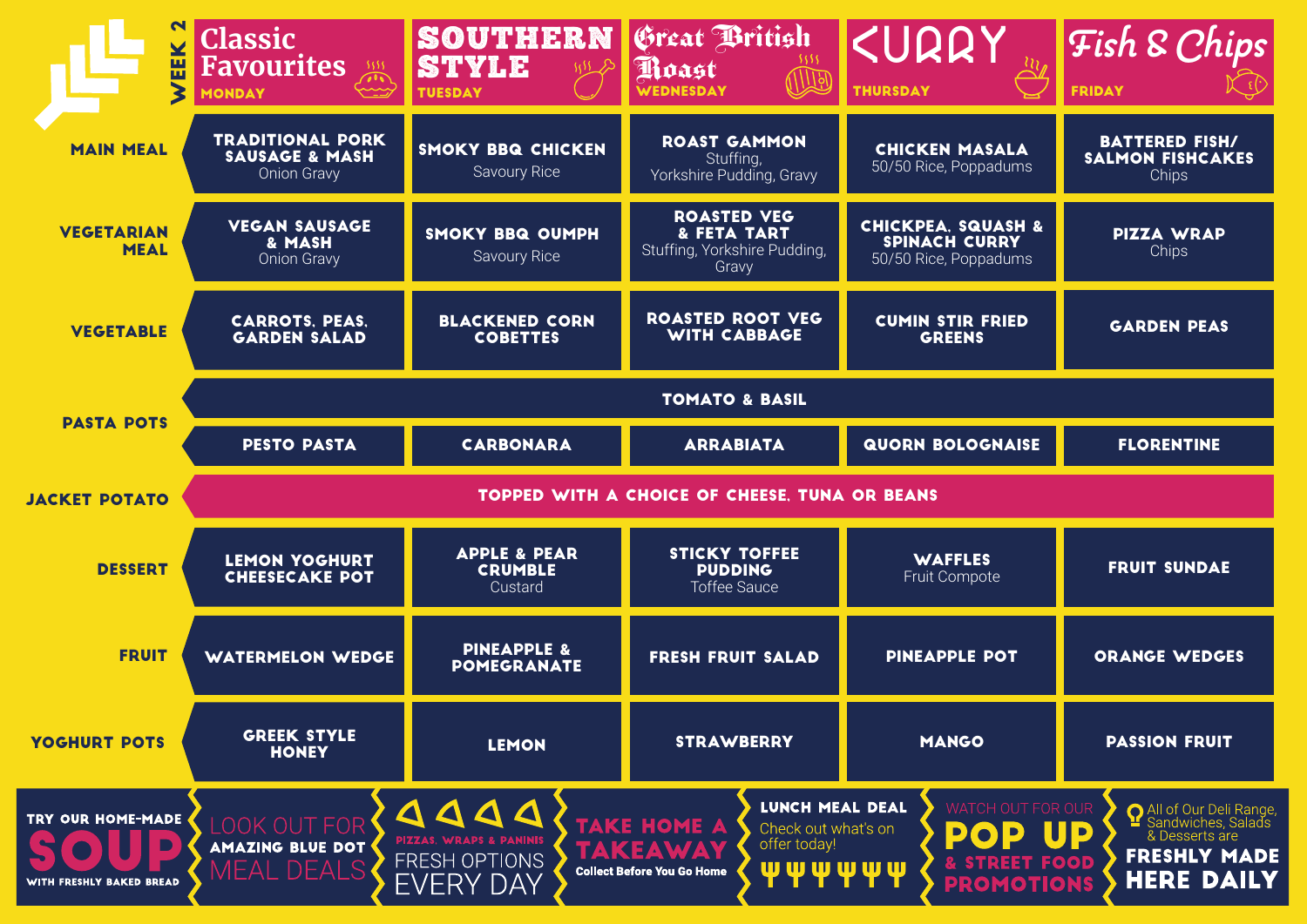# WEEK 2

| | Classic Favourites MONDAY | SOUTHERN STYLE TUESDAY | Great British Roast WEDNESDAY | CURRY THURSDAY | Fish & Chips FRIDAY |
|---|---|---|---|---|---|
| **MAIN MEAL** | **TRADITIONAL PORK SAUSAGE & MASH** Onion Gravy | **SMOKY BBQ CHICKEN** Savoury Rice | **ROAST GAMMON** Stuffing, Yorkshire Pudding, Gravy | **CHICKEN MASALA** 50/50 Rice, Poppadums | **BATTERED FISH/ SALMON FISHCAKES** Chips |
| **VEGETARIAN MEAL** | **VEGAN SAUSAGE & MASH** Onion Gravy | **SMOKY BBQ OUMPH** Savoury Rice | **ROASTED VEG & FETA TART** Stuffing, Yorkshire Pudding, Gravy | **CHICKPEA, SQUASH & SPINACH CURRY** 50/50 Rice, Poppadums | **PIZZA WRAP** Chips |
| **VEGETABLE** | **CARROTS, PEAS, GARDEN SALAD** | **BLACKENED CORN COBETTES** | **ROASTED ROOT VEG WITH CABBAGE** | **CUMIN STIR FRIED GREENS** | **GARDEN PEAS** |
| **PASTA POTS** | **TOMATO & BASIL** | | | | |
| | **PESTO PASTA** | **CARBONARA** | **ARRABIATA** | **QUORN BOLOGNAISE** | **FLORENTINE** |
| **JACKET POTATO** | **TOPPED WITH A CHOICE OF CHEESE, TUNA OR BEANS** | | | | |
| **DESSERT** | **LEMON YOGHURT CHEESECAKE POT** | **APPLE & PEAR CRUMBLE** Custard | **STICKY TOFFEE PUDDING** Toffee Sauce | **WAFFLES** Fruit Compote | **FRUIT SUNDAE** |
| **FRUIT** | **WATERMELON WEDGE** | **PINEAPPLE & POMEGRANATE** | **FRESH FRUIT SALAD** | **PINEAPPLE POT** | **ORANGE WEDGES** |
| **YOGHURT POTS** | **GREEK STYLE HONEY** | **LEMON** | **STRAWBERRY** | **MANGO** | **PASSION FRUIT** |

**TRY OUR HOME-MADE SOUP** WITH FRESHLY BAKED BREAD

LOOK OUT FOR **AMAZING BLUE DOT** MEAL DEALS

**PIZZAS, WRAPS & PANINIS** FRESH OPTIONS EVERY DAY

**TAKE HOME A TAKEAWAY** Collect Before You Go Home

**LUNCH MEAL DEAL** Check out what's on offer today!

WATCH OUT FOR OUR **POP UP & STREET FOOD PROMOTIONS**

All of Our Deli Range, Sandwiches, Salads & Desserts are **FRESHLY MADE HERE DAILY**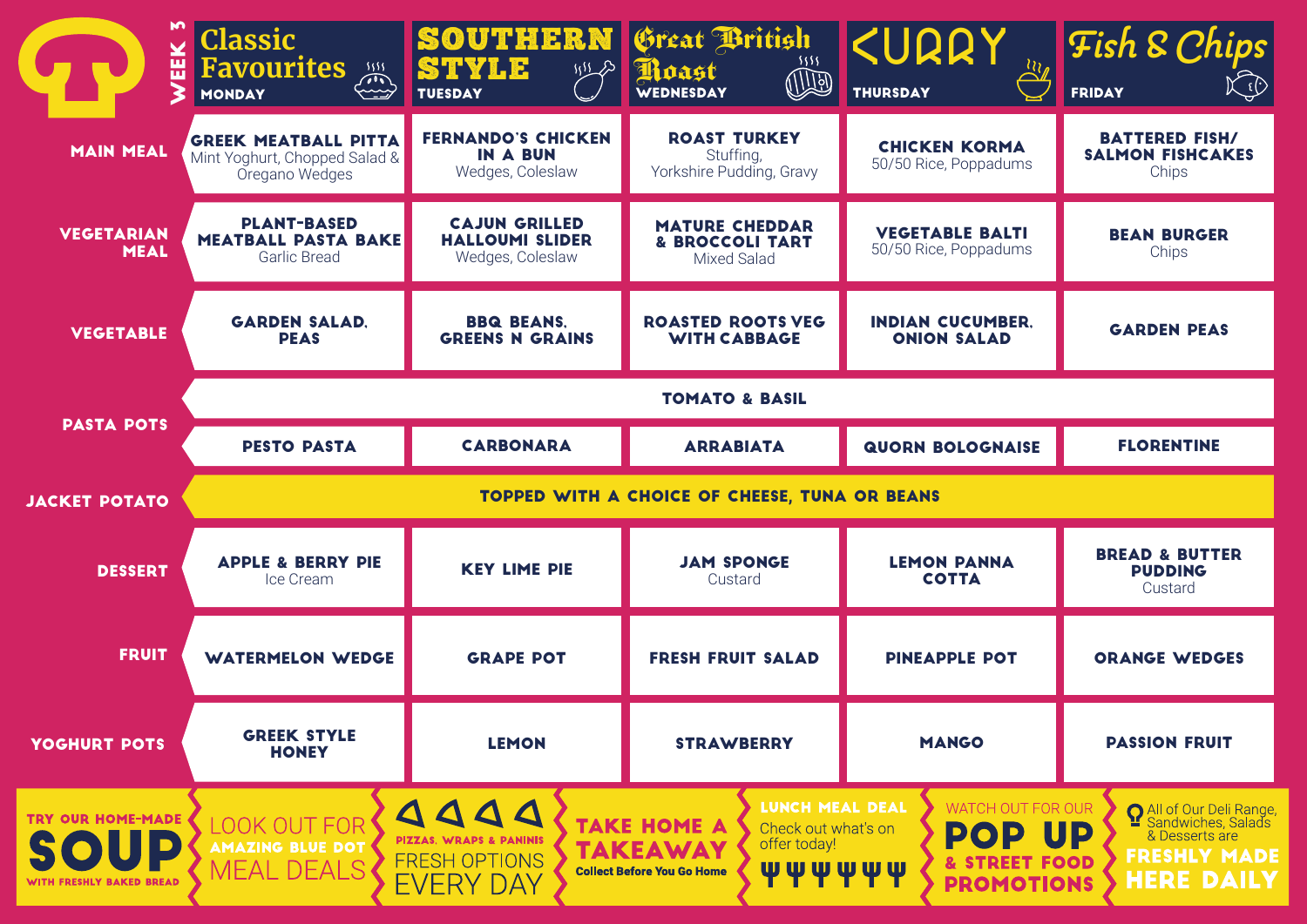| WEEK 3 | Classic Favourites MONDAY | SOUTHERN STYLE TUESDAY | Great British Roast WEDNESDAY | CURRY THURSDAY | Fish & Chips FRIDAY |
|---|---|---|---|---|---|
| MAIN MEAL | GREEK MEATBALL PITTA Mint Yoghurt, Chopped Salad & Oregano Wedges | FERNANDO'S CHICKEN IN A BUN Wedges, Coleslaw | ROAST TURKEY Stuffing, Yorkshire Pudding, Gravy | CHICKEN KORMA 50/50 Rice, Poppadums | BATTERED FISH/ SALMON FISHCAKES Chips |
| VEGETARIAN MEAL | PLANT-BASED MEATBALL PASTA BAKE Garlic Bread | CAJUN GRILLED HALLOUMI SLIDER Wedges, Coleslaw | MATURE CHEDDAR & BROCCOLI TART Mixed Salad | VEGETABLE BALTI 50/50 Rice, Poppadums | BEAN BURGER Chips |
| VEGETABLE | GARDEN SALAD, PEAS | BBQ BEANS, GREENS N GRAINS | ROASTED ROOTS VEG WITH CABBAGE | INDIAN CUCUMBER, ONION SALAD | GARDEN PEAS |
| PASTA POTS | TOMATO & BASIL | | | | |
| | PESTO PASTA | CARBONARA | ARRABIATA | QUORN BOLOGNAISE | FLORENTINE |
| JACKET POTATO | TOPPED WITH A CHOICE OF CHEESE, TUNA OR BEANS | | | | |
| DESSERT | APPLE & BERRY PIE Ice Cream | KEY LIME PIE | JAM SPONGE Custard | LEMON PANNA COTTA | BREAD & BUTTER PUDDING Custard |
| FRUIT | WATERMELON WEDGE | GRAPE POT | FRESH FRUIT SALAD | PINEAPPLE POT | ORANGE WEDGES |
| YOGHURT POTS | GREEK STYLE HONEY | LEMON | STRAWBERRY | MANGO | PASSION FRUIT |

TRY OUR HOME-MADE **SOUP** WITH FRESHLY BAKED BREAD

LOOK OUT FOR AMAZING BLUE DOT MEAL DEALS

PIZZAS, WRAPS & PANINIS FRESH OPTIONS EVERY DAY

TAKE HOME A TAKEAWAY Collect Before You Go Home

LUNCH MEAL DEAL Check out what's on offer today!

WATCH OUT FOR OUR **POP UP** & STREET FOOD PROMOTIONS

All of Our Deli Range, Sandwiches, Salads & Desserts are FRESHLY MADE HERE DAILY